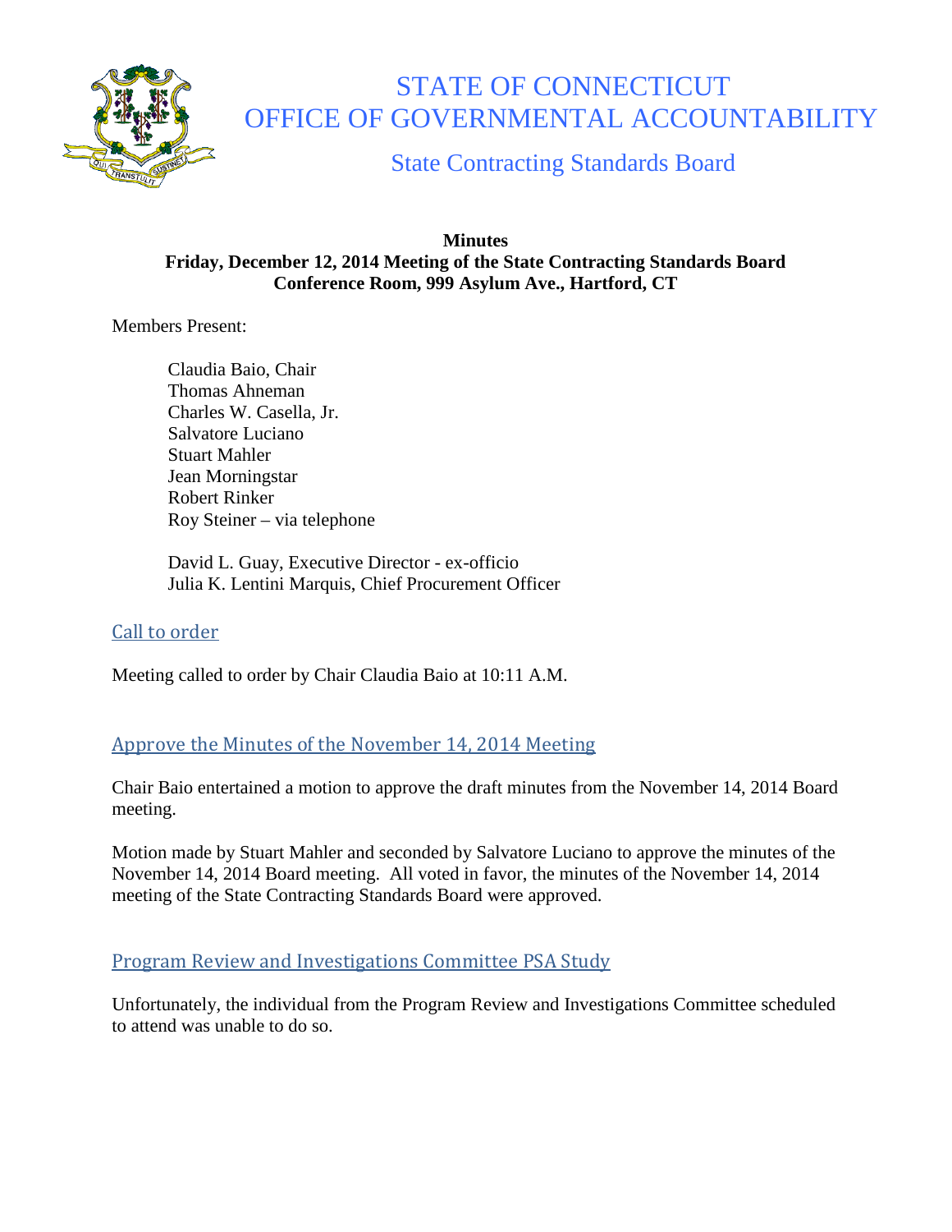# STATE OF CONNECTICUT
# OFFICE OF GOVERNMENTAL ACCOUNTABILITY

## State Contracting Standards Board

**Minutes**
**Friday, December 12, 2014 Meeting of the State Contracting Standards Board**
**Conference Room, 999 Asylum Ave., Hartford, CT**

Members Present:

Claudia Baio, Chair
Thomas Ahneman
Charles W. Casella, Jr.
Salvatore Luciano
Stuart Mahler
Jean Morningstar
Robert Rinker
Roy Steiner – via telephone

David L. Guay, Executive Director - ex-officio
Julia K. Lentini Marquis, Chief Procurement Officer

### Call to order

Meeting called to order by Chair Claudia Baio at 10:11 A.M.

### Approve the Minutes of the November 14, 2014 Meeting

Chair Baio entertained a motion to approve the draft minutes from the November 14, 2014 Board meeting.

Motion made by Stuart Mahler and seconded by Salvatore Luciano to approve the minutes of the November 14, 2014 Board meeting. All voted in favor, the minutes of the November 14, 2014 meeting of the State Contracting Standards Board were approved.

### Program Review and Investigations Committee PSA Study

Unfortunately, the individual from the Program Review and Investigations Committee scheduled to attend was unable to do so.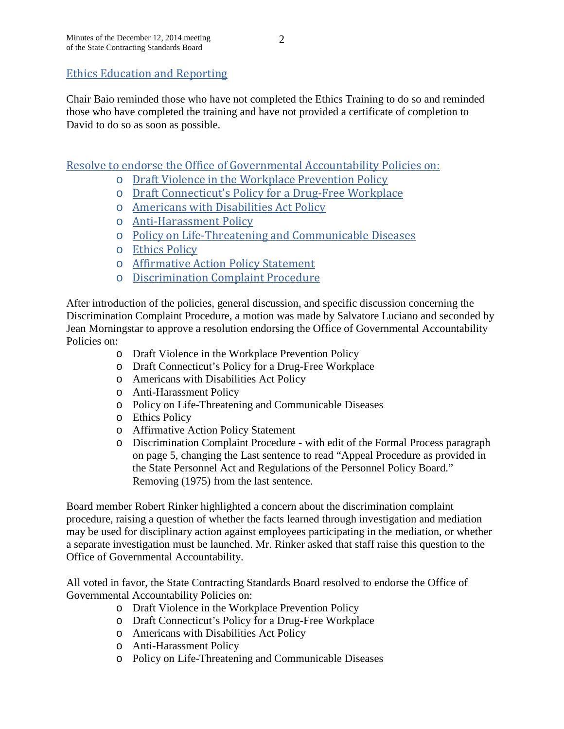## Ethics Education and Reporting

Chair Baio reminded those who have not completed the Ethics Training to do so and reminded those who have completed the training and have not provided a certificate of completion to David to do so as soon as possible.

## Resolve to endorse the Office of Governmental Accountability Policies on:

- Draft Violence in the Workplace Prevention Policy
- Draft Connecticut's Policy for a Drug-Free Workplace
- Americans with Disabilities Act Policy
- Anti-Harassment Policy
- Policy on Life-Threatening and Communicable Diseases
- Ethics Policy
- Affirmative Action Policy Statement
- Discrimination Complaint Procedure

After introduction of the policies, general discussion, and specific discussion concerning the Discrimination Complaint Procedure, a motion was made by Salvatore Luciano and seconded by Jean Morningstar to approve a resolution endorsing the Office of Governmental Accountability Policies on:

- Draft Violence in the Workplace Prevention Policy
- Draft Connecticut's Policy for a Drug-Free Workplace
- Americans with Disabilities Act Policy
- Anti-Harassment Policy
- Policy on Life-Threatening and Communicable Diseases
- Ethics Policy
- Affirmative Action Policy Statement
- Discrimination Complaint Procedure - with edit of the Formal Process paragraph on page 5, changing the Last sentence to read "Appeal Procedure as provided in the State Personnel Act and Regulations of the Personnel Policy Board." Removing (1975) from the last sentence.

Board member Robert Rinker highlighted a concern about the discrimination complaint procedure, raising a question of whether the facts learned through investigation and mediation may be used for disciplinary action against employees participating in the mediation, or whether a separate investigation must be launched. Mr. Rinker asked that staff raise this question to the Office of Governmental Accountability.

All voted in favor, the State Contracting Standards Board resolved to endorse the Office of Governmental Accountability Policies on:

- Draft Violence in the Workplace Prevention Policy
- Draft Connecticut's Policy for a Drug-Free Workplace
- Americans with Disabilities Act Policy
- Anti-Harassment Policy
- Policy on Life-Threatening and Communicable Diseases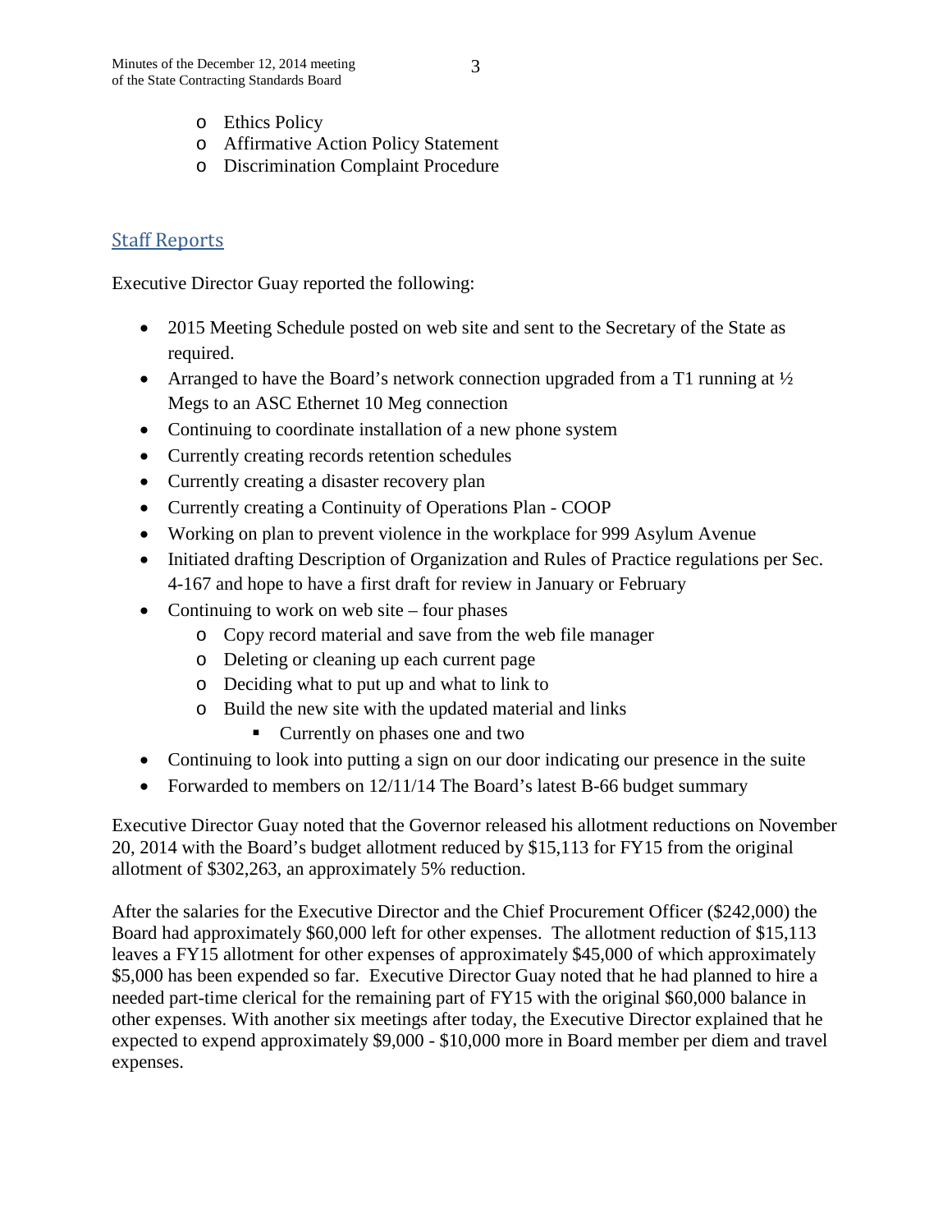- Ethics Policy
  - Affirmative Action Policy Statement
  - Discrimination Complaint Procedure

## Staff Reports

Executive Director Guay reported the following:

- 2015 Meeting Schedule posted on web site and sent to the Secretary of the State as required.
- Arranged to have the Board's network connection upgraded from a T1 running at ½ Megs to an ASC Ethernet 10 Meg connection
- Continuing to coordinate installation of a new phone system
- Currently creating records retention schedules
- Currently creating a disaster recovery plan
- Currently creating a Continuity of Operations Plan - COOP
- Working on plan to prevent violence in the workplace for 999 Asylum Avenue
- Initiated drafting Description of Organization and Rules of Practice regulations per Sec. 4-167 and hope to have a first draft for review in January or February
- Continuing to work on web site – four phases
  - Copy record material and save from the web file manager
  - Deleting or cleaning up each current page
  - Deciding what to put up and what to link to
  - Build the new site with the updated material and links
    - Currently on phases one and two
- Continuing to look into putting a sign on our door indicating our presence in the suite
- Forwarded to members on 12/11/14 The Board's latest B-66 budget summary

Executive Director Guay noted that the Governor released his allotment reductions on November 20, 2014 with the Board's budget allotment reduced by $15,113 for FY15 from the original allotment of $302,263, an approximately 5% reduction.

After the salaries for the Executive Director and the Chief Procurement Officer ($242,000) the Board had approximately $60,000 left for other expenses. The allotment reduction of $15,113 leaves a FY15 allotment for other expenses of approximately $45,000 of which approximately $5,000 has been expended so far. Executive Director Guay noted that he had planned to hire a needed part-time clerical for the remaining part of FY15 with the original $60,000 balance in other expenses. With another six meetings after today, the Executive Director explained that he expected to expend approximately $9,000 - $10,000 more in Board member per diem and travel expenses.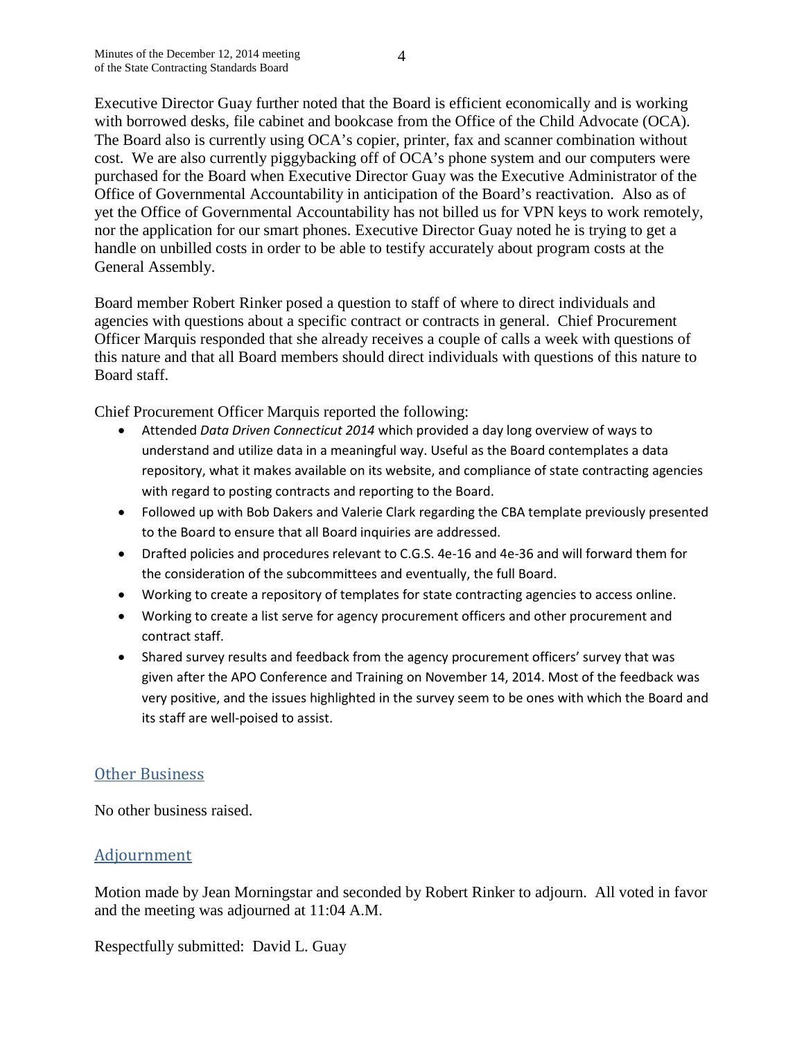Executive Director Guay further noted that the Board is efficient economically and is working with borrowed desks, file cabinet and bookcase from the Office of the Child Advocate (OCA). The Board also is currently using OCA's copier, printer, fax and scanner combination without cost. We are also currently piggybacking off of OCA's phone system and our computers were purchased for the Board when Executive Director Guay was the Executive Administrator of the Office of Governmental Accountability in anticipation of the Board's reactivation. Also as of yet the Office of Governmental Accountability has not billed us for VPN keys to work remotely, nor the application for our smart phones. Executive Director Guay noted he is trying to get a handle on unbilled costs in order to be able to testify accurately about program costs at the General Assembly.

Board member Robert Rinker posed a question to staff of where to direct individuals and agencies with questions about a specific contract or contracts in general. Chief Procurement Officer Marquis responded that she already receives a couple of calls a week with questions of this nature and that all Board members should direct individuals with questions of this nature to Board staff.

Chief Procurement Officer Marquis reported the following:

- Attended *Data Driven Connecticut 2014* which provided a day long overview of ways to understand and utilize data in a meaningful way. Useful as the Board contemplates a data repository, what it makes available on its website, and compliance of state contracting agencies with regard to posting contracts and reporting to the Board.
- Followed up with Bob Dakers and Valerie Clark regarding the CBA template previously presented to the Board to ensure that all Board inquiries are addressed.
- Drafted policies and procedures relevant to C.G.S. 4e-16 and 4e-36 and will forward them for the consideration of the subcommittees and eventually, the full Board.
- Working to create a repository of templates for state contracting agencies to access online.
- Working to create a list serve for agency procurement officers and other procurement and contract staff.
- Shared survey results and feedback from the agency procurement officers' survey that was given after the APO Conference and Training on November 14, 2014. Most of the feedback was very positive, and the issues highlighted in the survey seem to be ones with which the Board and its staff are well-poised to assist.

## Other Business

No other business raised.

## Adjournment

Motion made by Jean Morningstar and seconded by Robert Rinker to adjourn. All voted in favor and the meeting was adjourned at 11:04 A.M.

Respectfully submitted: David L. Guay